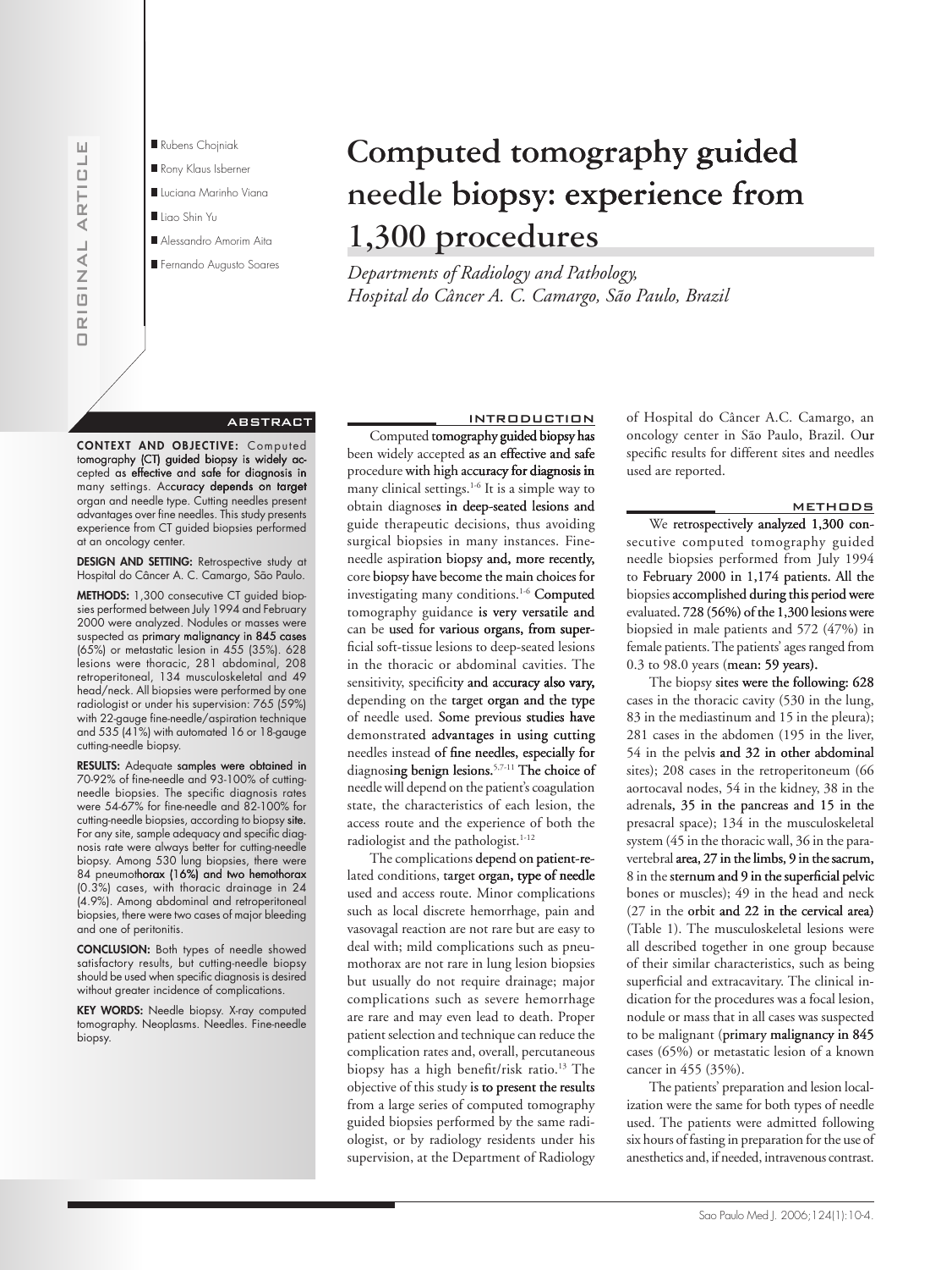ORIGINAL ARTICLE

- Rubens Chojniak
- Rony Klaus Isberner
- Luciana Marinho Viana
- Liao Shin Yu
- Alessandro Amorim Aita
- Fernando Augusto Soares

# Computed tomography guided needle biopsy: experience from 1,300 procedures

*Departments of Radiology and Pathology, Hospital do Câncer A. C. Camargo, São Paulo, Brazil*

## ABSTRACT

**CONTEXT AND OBJECTIVE:** Computed tomography (CT) guided biopsy is widely accepted as effective and safe for diagnosis in many settings. Accuracy depends on target organ and needle type. Cutting needles present advantages over fine needles. This study presents experience from CT guided biopsies performed at an oncology center.

**DESIGN AND SETTING:** Retrospective study at Hospital do Câncer A. C. Camargo, São Paulo.

**METHODS:** 1,300 consecutive CT guided biopsies performed between July 1994 and February 2000 were analyzed. Nodules or masses were suspected as primary malignancy in 845 cases (65%) or metastatic lesion in 455 (35%). 628 lesions were thoracic, 281 abdominal, 208 retroperitoneal, 134 musculoskeletal and 49 head/neck. All biopsies were performed by one radiologist or under his supervision: 765 (59%) with 22-gauge fine-needle/aspiration technique and 535 (41%) with automated 16 or 18-gauge cutting-needle biopsy.

**RESULTS:** Adequate samples were obtained in 70-92% of fine-needle and 93-100% of cutting-needle biopsies. The specific diagnosis rates were 54-67% for fine-needle and 82-100% for cutting-needle biopsies, according to biopsy site. For any site, sample adequacy and specific diagnosis rate were always better for cutting-needle biopsy. Among 530 lung biopsies, there were 84 pneumothorax (16%) and two hemothorax (0.3%) cases, with thoracic drainage in 24 (4.9%). Among abdominal and retroperitoneal biopsies, there were two cases of major bleeding and one of peritonitis.

**CONCLUSION:** Both types of needle showed satisfactory results, but cutting-needle biopsy should be used when specific diagnosis is desired without greater incidence of complications.

**KEY WORDS:** Needle biopsy. X-ray computed tomography. Neoplasms. Needles. Fine-needle biopsy.

## INTRODUCTION

Computed tomography guided biopsy has been widely accepted as an effective and safe procedure with high accuracy for diagnosis in many clinical settings.[1-6] It is a simple way to obtain diagnoses in deep-seated lesions and guide therapeutic decisions, thus avoiding surgical biopsies in many instances. Fine-needle aspiration biopsy and, more recently, core biopsy have become the main choices for investigating many conditions.[1-6] Computed tomography guidance is very versatile and can be used for various organs, from superficial soft-tissue lesions to deep-seated lesions in the thoracic or abdominal cavities. The sensitivity, specificity and accuracy also vary, depending on the target organ and the type of needle used. Some previous studies have demonstrated advantages in using cutting needles instead of fine needles, especially for diagnosing benign lesions.[5,7-11] The choice of needle will depend on the patient's coagulation state, the characteristics of each lesion, the access route and the experience of both the radiologist and the pathologist.[1-12]

The complications depend on patient-related conditions, target organ, type of needle used and access route. Minor complications such as local discrete hemorrhage, pain and vasovagal reaction are not rare but are easy to deal with; mild complications such as pneumothorax are not rare in lung lesion biopsies but usually do not require drainage; major complications such as severe hemorrhage are rare and may even lead to death. Proper patient selection and technique can reduce the complication rates and, overall, percutaneous biopsy has a high benefit/risk ratio.[13] The objective of this study is to present the results from a large series of computed tomography guided biopsies performed by the same radiologist, or by radiology residents under his supervision, at the Department of Radiology of Hospital do Câncer A.C. Camargo, an oncology center in São Paulo, Brazil. Our specific results for different sites and needles used are reported.

## METHODS

We retrospectively analyzed 1,300 consecutive computed tomography guided needle biopsies performed from July 1994 to February 2000 in 1,174 patients. All the biopsies accomplished during this period were evaluated. 728 (56%) of the 1,300 lesions were biopsied in male patients and 572 (47%) in female patients. The patients' ages ranged from 0.3 to 98.0 years (mean: 59 years).

The biopsy sites were the following: 628 cases in the thoracic cavity (530 in the lung, 83 in the mediastinum and 15 in the pleura); 281 cases in the abdomen (195 in the liver, 54 in the pelvis and 32 in other abdominal sites); 208 cases in the retroperitoneum (66 aortocaval nodes, 54 in the kidney, 38 in the adrenals, 35 in the pancreas and 15 in the presacral space); 134 in the musculoskeletal system (45 in the thoracic wall, 36 in the paravertebral area, 27 in the limbs, 9 in the sacrum, 8 in the sternum and 9 in the superficial pelvic bones or muscles); 49 in the head and neck (27 in the orbit and 22 in the cervical area) (Table 1). The musculoskeletal lesions were all described together in one group because of their similar characteristics, such as being superficial and extracavitary. The clinical indication for the procedures was a focal lesion, nodule or mass that in all cases was suspected to be malignant (primary malignancy in 845 cases (65%) or metastatic lesion of a known cancer in 455 (35%).

The patients' preparation and lesion localization were the same for both types of needle used. The patients were admitted following six hours of fasting in preparation for the use of anesthetics and, if needed, intravenous contrast.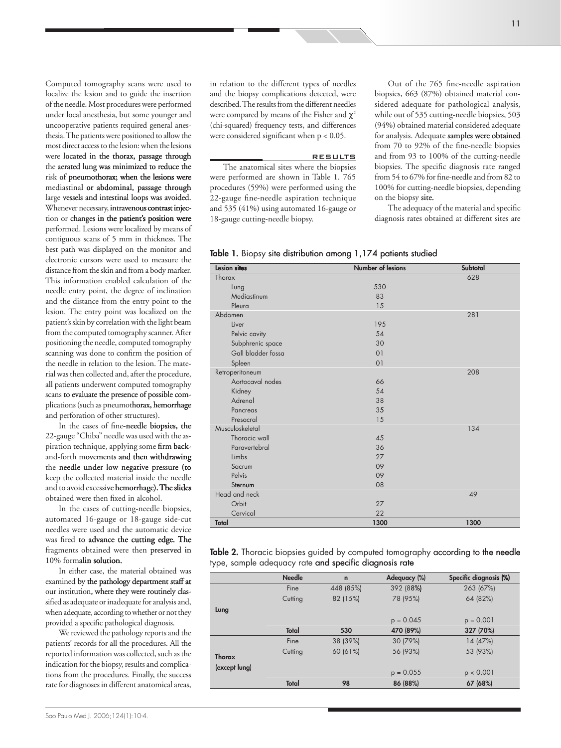Computed tomography scans were used to localize the lesion and to guide the insertion of the needle. Most procedures were performed under local anesthesia, but some younger and uncooperative patients required general anesthesia. The patients were positioned to allow the most direct access to the lesion: when the lesions were located in the thorax, passage through the aerated lung was minimized to reduce the risk of pneumothorax; when the lesions were mediastinal or abdominal, passage through large vessels and intestinal loops was avoided. Whenever necessary, intravenous contrast injection or changes in the patient's position were performed. Lesions were localized by means of contiguous scans of 5 mm in thickness. The best path was displayed on the monitor and electronic cursors were used to measure the distance from the skin and from a body marker. This information enabled calculation of the needle entry point, the degree of inclination and the distance from the entry point to the lesion. The entry point was localized on the patient's skin by correlation with the light beam from the computed tomography scanner. After positioning the needle, computed tomography scanning was done to confirm the position of the needle in relation to the lesion. The material was then collected and, after the procedure, all patients underwent computed tomography scans to evaluate the presence of possible complications (such as pneumothorax, hemorrhage and perforation of other structures).

In the cases of fine-needle biopsies, the 22-gauge "Chiba" needle was used with the aspiration technique, applying some firm back-and-forth movements and then withdrawing the needle under low negative pressure (to keep the collected material inside the needle and to avoid excessive hemorrhage). The slides obtained were then fixed in alcohol.

In the cases of cutting-needle biopsies, automated 16-gauge or 18-gauge side-cut needles were used and the automatic device was fired to advance the cutting edge. The fragments obtained were then preserved in 10% formalin solution.

In either case, the material obtained was examined by the pathology department staff at our institution, where they were routinely classified as adequate or inadequate for analysis and, when adequate, according to whether or not they provided a specific pathological diagnosis.

We reviewed the pathology reports and the patients' records for all the procedures. All the reported information was collected, such as the indication for the biopsy, results and complications from the procedures. Finally, the success rate for diagnoses in different anatomical areas, in relation to the different types of needles and the biopsy complications detected, were described. The results from the different needles were compared by means of the Fisher and $\chi^2$ (chi-squared) frequency tests, and differences were considered significant when $p < 0.05$.

## RESULTS

The anatomical sites where the biopsies were performed are shown in Table 1. 765 procedures (59%) were performed using the 22-gauge fine-needle aspiration technique and 535 (41%) using automated 16-gauge or 18-gauge cutting-needle biopsy.

Out of the 765 fine-needle aspiration biopsies, 663 (87%) obtained material considered adequate for pathological analysis, while out of 535 cutting-needle biopsies, 503 (94%) obtained material considered adequate for analysis. Adequate samples were obtained from 70 to 92% of the fine-needle biopsies and from 93 to 100% of the cutting-needle biopsies. The specific diagnosis rate ranged from 54 to 67% for fine-needle and from 82 to 100% for cutting-needle biopsies, depending on the biopsy site.

The adequacy of the material and specific diagnosis rates obtained at different sites are

**Table 1.** Biopsy site distribution among 1,174 patients studied

| Lesion sites | Number of lesions | Subtotal |
|---|---|---|
| Thorax | | 628 |
| Lung | 530 | |
| Mediastinum | 83 | |
| Pleura | 15 | |
| Abdomen | | 281 |
| Liver | 195 | |
| Pelvic cavity | 54 | |
| Subphrenic space | 30 | |
| Gall bladder fossa | 01 | |
| Spleen | 01 | |
| Retroperitoneum | | 208 |
| Aortocaval nodes | 66 | |
| Kidney | 54 | |
| Adrenal | 38 | |
| Pancreas | 35 | |
| Presacral | 15 | |
| Musculoskeletal | | 134 |
| Thoracic wall | 45 | |
| Paravertebral | 36 | |
| Limbs | 27 | |
| Sacrum | 09 | |
| Pelvis | 09 | |
| Sternum | 08 | |
| Head and neck | | 49 |
| Orbit | 27 | |
| Cervical | 22 | |
| **Total** | **1300** | **1300** |

**Table 2.** Thoracic biopsies guided by computed tomography according to the needle type, sample adequacy rate and specific diagnosis rate

| | Needle | n | Adequacy (%) | Specific diagnosis (%) |
|---|---|---|---|---|
| Lung | Fine | 448 (85%) | 392 (88%) | 263 (67%) |
| | Cutting | 82 (15%) | 78 (95%) | 64 (82%) |
| | | | p = 0.045 | p = 0.001 |
| | **Total** | **530** | **470 (89%)** | **327 (70%)** |
| Thorax (except lung) | Fine | 38 (39%) | 30 (79%) | 14 (47%) |
| | Cutting | 60 (61%) | 56 (93%) | 53 (93%) |
| | | | p = 0.055 | p < 0.001 |
| | **Total** | **98** | **86 (88%)** | **67 (68%)** |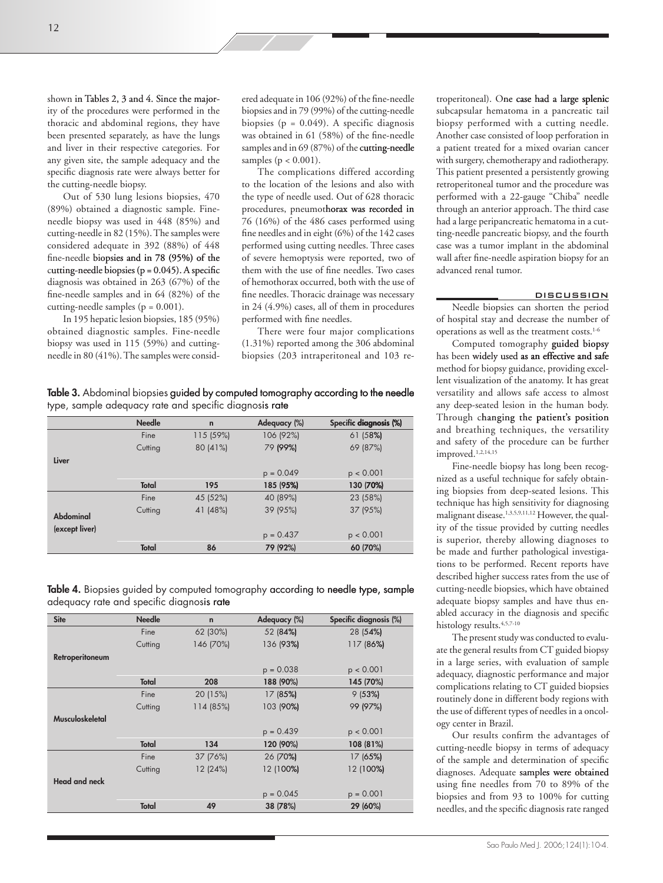shown in Tables 2, 3 and 4. Since the majority of the procedures were performed in the thoracic and abdominal regions, they have been presented separately, as have the lungs and liver in their respective categories. For any given site, the sample adequacy and the specific diagnosis rate were always better for the cutting-needle biopsy.

Out of 530 lung lesions biopsies, 470 (89%) obtained a diagnostic sample. Fine-needle biopsy was used in 448 (85%) and cutting-needle in 82 (15%). The samples were considered adequate in 392 (88%) of 448 fine-needle biopsies and in 78 (95%) of the cutting-needle biopsies ($p = 0.045$). A specific diagnosis was obtained in 263 (67%) of the fine-needle samples and in 64 (82%) of the cutting-needle samples ($p = 0.001$).

In 195 hepatic lesion biopsies, 185 (95%) obtained diagnostic samples. Fine-needle biopsy was used in 115 (59%) and cutting-needle in 80 (41%). The samples were considered adequate in 106 (92%) of the fine-needle biopsies and in 79 (99%) of the cutting-needle biopsies ($p = 0.049$). A specific diagnosis was obtained in 61 (58%) of the fine-needle samples and in 69 (87%) of the cutting-needle samples ($p < 0.001$).

The complications differed according to the location of the lesions and also with the type of needle used. Out of 628 thoracic procedures, pneumothorax was recorded in 76 (16%) of the 486 cases performed using fine needles and in eight (6%) of the 142 cases performed using cutting needles. Three cases of severe hemoptysis were reported, two of them with the use of fine needles. Two cases of hemothorax occurred, both with the use of fine needles. Thoracic drainage was necessary in 24 (4.9%) cases, all of them in procedures performed with fine needles.

There were four major complications (1.31%) reported among the 306 abdominal biopsies (203 intraperitoneal and 103 retroperitoneal). One case had a large splenic subcapsular hematoma in a pancreatic tail biopsy performed with a cutting needle. Another case consisted of loop perforation in a patient treated for a mixed ovarian cancer with surgery, chemotherapy and radiotherapy. This patient presented a persistently growing retroperitoneal tumor and the procedure was performed with a 22-gauge "Chiba" needle through an anterior approach. The third case had a large peripancreatic hematoma in a cutting-needle pancreatic biopsy, and the fourth case was a tumor implant in the abdominal wall after fine-needle aspiration biopsy for an advanced renal tumor.

**Table 3.** Abdominal biopsies guided by computed tomography according to the needle type, sample adequacy rate and specific diagnosis rate

| | Needle | n | Adequacy (%) | Specific diagnosis (%) |
|---|---|---|---|---|
| Liver | Fine | 115 (59%) | 106 (92%) | 61 (58%) |
| | Cutting | 80 (41%) | 79 (99%) | 69 (87%) |
| | | | $p = 0.049$ | $p < 0.001$ |
| | Total | 195 | 185 (95%) | 130 (70%) |
| Abdominal (except liver) | Fine | 45 (52%) | 40 (89%) | 23 (58%) |
| | Cutting | 41 (48%) | 39 (95%) | 37 (95%) |
| | | | $p = 0.437$ | $p < 0.001$ |
| | Total | 86 | 79 (92%) | 60 (70%) |

**Table 4.** Biopsies guided by computed tomography according to needle type, sample adequacy rate and specific diagnosis rate

| Site | Needle | n | Adequacy (%) | Specific diagnosis (%) |
|---|---|---|---|---|
| Retroperitoneum | Fine | 62 (30%) | 52 (84%) | 28 (54%) |
| | Cutting | 146 (70%) | 136 (93%) | 117 (86%) |
| | | | $p = 0.038$ | $p < 0.001$ |
| | Total | 208 | 188 (90%) | 145 (70%) |
| Musculoskeletal | Fine | 20 (15%) | 17 (85%) | 9 (53%) |
| | Cutting | 114 (85%) | 103 (90%) | 99 (97%) |
| | | | $p = 0.439$ | $p < 0.001$ |
| | Total | 134 | 120 (90%) | 108 (81%) |
| Head and neck | Fine | 37 (76%) | 26 (70%) | 17 (65%) |
| | Cutting | 12 (24%) | 12 (100%) | 12 (100%) |
| | | | $p = 0.045$ | $p = 0.001$ |
| | Total | 49 | 38 (78%) | 29 (60%) |

## DISCUSSION

Needle biopsies can shorten the period of hospital stay and decrease the number of operations as well as the treatment costs.[1-6]

Computed tomography guided biopsy has been widely used as an effective and safe method for biopsy guidance, providing excellent visualization of the anatomy. It has great versatility and allows safe access to almost any deep-seated lesion in the human body. Through changing the patient's position and breathing techniques, the versatility and safety of the procedure can be further improved.[1,2,14,15]

Fine-needle biopsy has long been recognized as a useful technique for safely obtaining biopsies from deep-seated lesions. This technique has high sensitivity for diagnosing malignant disease.[1,3,5,9,11,12] However, the quality of the tissue provided by cutting needles is superior, thereby allowing diagnoses to be made and further pathological investigations to be performed. Recent reports have described higher success rates from the use of cutting-needle biopsies, which have obtained adequate biopsy samples and have thus enabled accuracy in the diagnosis and specific histology results.[4,5,7-10]

The present study was conducted to evaluate the general results from CT guided biopsy in a large series, with evaluation of sample adequacy, diagnostic performance and major complications relating to CT guided biopsies routinely done in different body regions with the use of different types of needles in a oncology center in Brazil.

Our results confirm the advantages of cutting-needle biopsy in terms of adequacy of the sample and determination of specific diagnoses. Adequate samples were obtained using fine needles from 70 to 89% of the biopsies and from 93 to 100% for cutting needles, and the specific diagnosis rate ranged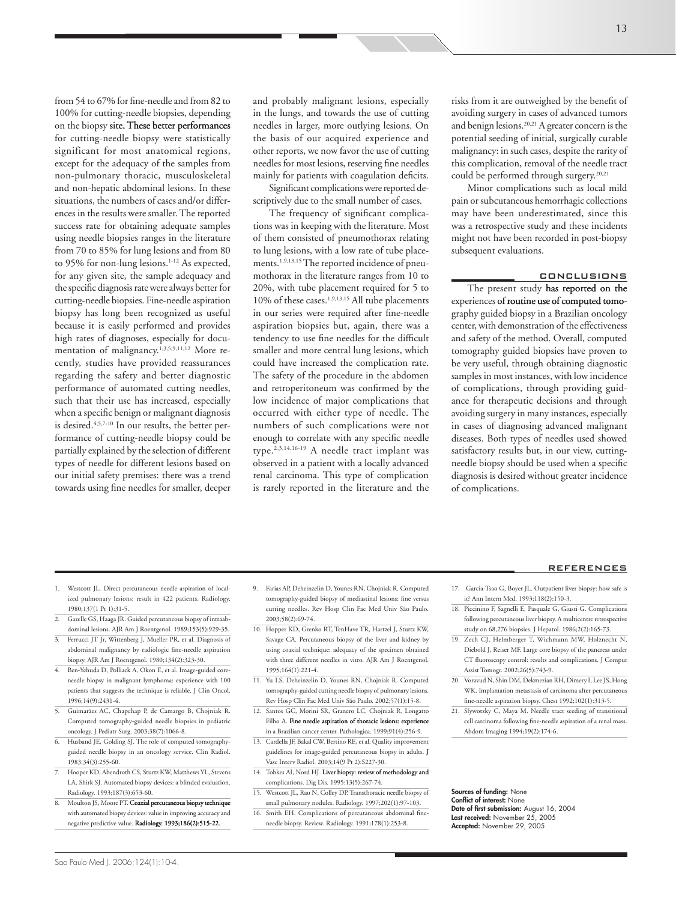from 54 to 67% for fine-needle and from 82 to 100% for cutting-needle biopsies, depending on the biopsy site. These better performances for cutting-needle biopsy were statistically significant for most anatomical regions, except for the adequacy of the samples from non-pulmonary thoracic, musculoskeletal and non-hepatic abdominal lesions. In these situations, the numbers of cases and/or differences in the results were smaller. The reported success rate for obtaining adequate samples using needle biopsies ranges in the literature from 70 to 85% for lung lesions and from 80 to 95% for non-lung lesions.[1-12] As expected, for any given site, the sample adequacy and the specific diagnosis rate were always better for cutting-needle biopsies. Fine-needle aspiration biopsy has long been recognized as useful because it is easily performed and provides high rates of diagnoses, especially for documentation of malignancy.[1,3,5,9,11,12] More recently, studies have provided reassurances regarding the safety and better diagnostic performance of automated cutting needles, such that their use has increased, especially when a specific benign or malignant diagnosis is desired.[4,5,7-10] In our results, the better performance of cutting-needle biopsy could be partially explained by the selection of different types of needle for different lesions based on our initial safety premises: there was a trend towards using fine needles for smaller, deeper and probably malignant lesions, especially in the lungs, and towards the use of cutting needles in larger, more outlying lesions. On the basis of our acquired experience and other reports, we now favor the use of cutting needles for most lesions, reserving fine needles mainly for patients with coagulation deficits.

Significant complications were reported descriptively due to the small number of cases.

The frequency of significant complications was in keeping with the literature. Most of them consisted of pneumothorax relating to lung lesions, with a low rate of tube placements.[1,9,13,15] The reported incidence of pneumothorax in the literature ranges from 10 to 20%, with tube placement required for 5 to 10% of these cases.[1,9,13,15] All tube placements in our series were required after fine-needle aspiration biopsies but, again, there was a tendency to use fine needles for the difficult smaller and more central lung lesions, which could have increased the complication rate. The safety of the procedure in the abdomen and retroperitoneum was confirmed by the low incidence of major complications that occurred with either type of needle. The numbers of such complications were not enough to correlate with any specific needle type.[2,3,14,16-19] A needle tract implant was observed in a patient with a locally advanced renal carcinoma. This type of complication is rarely reported in the literature and the risks from it are outweighed by the benefit of avoiding surgery in cases of advanced tumors and benign lesions.[20,21] A greater concern is the potential seeding of initial, surgically curable malignancy: in such cases, despite the rarity of this complication, removal of the needle tract could be performed through surgery.[20,21]

Minor complications such as local mild pain or subcutaneous hemorrhagic collections may have been underestimated, since this was a retrospective study and these incidents might not have been recorded in post-biopsy subsequent evaluations.

## CONCLUSIONS

The present study has reported on the experiences of routine use of computed tomography guided biopsy in a Brazilian oncology center, with demonstration of the effectiveness and safety of the method. Overall, computed tomography guided biopsies have proven to be very useful, through obtaining diagnostic samples in most instances, with low incidence of complications, through providing guidance for therapeutic decisions and through avoiding surgery in many instances, especially in cases of diagnosing advanced malignant diseases. Both types of needles used showed satisfactory results but, in our view, cutting-needle biopsy should be used when a specific diagnosis is desired without greater incidence of complications.

## REFERENCES

1. Westcott JL. Direct percutaneous needle aspiration of localized pulmonary lesions: result in 422 patients. Radiology. 1980;137(1 Pt 1):31-5.
2. Gazelle GS, Haaga JR. Guided percutaneous biopsy of intraabdominal lesions. AJR Am J Roentgenol. 1989;153(5):929-35.
3. Ferrucci JT Jr, Wittenberg J, Mueller PR, et al. Diagnosis of abdominal malignancy by radiologic fine-needle aspiration biopsy. AJR Am J Roentgenol. 1980;134(2):323-30.
4. Ben-Yehuda D, Polliack A, Okon E, et al. Image-guided core-needle biopsy in malignant lymphoma: experience with 100 patients that suggests the technique is reliable. J Clin Oncol. 1996;14(9):2431-4.
5. Guimarães AC, Chapchap P, de Camargo B, Chojniak R. Computed tomography-guided needle biopsies in pediatric oncology. J Pediatr Surg. 2003;38(7):1066-8.
6. Husband JE, Golding SJ. The role of computed tomography-guided needle biopsy in an oncology service. Clin Radiol. 1983;34(3):255-60.
7. Hooper KD, Abendroth CS, Sturtz KW, Matthews YL, Stevens LA, Shirk SJ. Automated biopsy devices: a blinded evaluation. Radiology. 1993;187(3):653-60.
8. Moulton JS, Moore PT. Coaxial percutaneous biopsy technique with automated biopsy devices: value in improving accuracy and negative predictive value. Radiology. 1993;186(2):515-22.
9. Farias AP, Deheinzelin D, Younes RN, Chojniak R. Computed tomography-guided biopsy of mediastinal lesions: fine versus cutting needles. Rev Hosp Clin Fac Med Univ São Paulo. 2003;58(2):69-74.
10. Hopper KD, Grenko RT, TenHave TR, Hartzel J, Sturtz KW, Savage CA. Percutaneous biopsy of the liver and kidney by using coaxial technique: adequacy of the specimen obtained with three different needles in vitro. AJR Am J Roentgenol. 1995;164(1):221-4.
11. Yu LS, Deheinzelin D, Younes RN, Chojniak R. Computed tomography-guided cutting needle biopsy of pulmonary lesions. Rev Hosp Clin Fac Med Univ São Paulo. 2002;57(1):15-8.
12. Santos GC, Morini SR, Granero LC, Chojniak R, Longatto Filho A. Fine needle aspiration of thoracic lesions: experience in a Brazilian cancer center. Pathologica. 1999;91(4):256-9.
13. Cardella JF, Bakal CW, Bertino RE, et al. Quality improvement guidelines for image-guided percutaneous biopsy in adults. J Vasc Interv Radiol. 2003;14(9 Pt 2):S227-30.
14. Tobkes AI, Nord HJ. Liver biopsy: review of methodology and complications. Dig Dis. 1995:13(5):267-74.
15. Westcott JL, Rao N, Colley DP. Transthoracic needle biopsy of small pulmonary nodules. Radiology. 1997;202(1):97-103.
16. Smith EH. Complications of percutaneous abdominal fine-needle biopsy. Review. Radiology. 1991;178(1):253-8.
17. Garcia-Tsao G, Boyer JL. Outpatient liver biopsy: how safe is it? Ann Intern Med. 1993;118(2):150-3.
18. Piccinino F, Sagnelli E, Pasquale G, Giusti G. Complications following percutaneous liver biopsy. A multicentre retrospective study on 68,276 biopsies. J Hepatol. 1986;2(2):165-73.
19. Zech CJ, Helmberger T, Wichmann MW, Holznecht N, Diebold J, Reiser MF. Large core biopsy of the pancreas under CT fluoroscopy control: results and complications. J Comput Assist Tomogr. 2002;26(5):743-9.
20. Voravud N, Shin DM, Dekmezian RH, Dimery I, Lee JS, Hong WK. Implantation metastasis of carcinoma after percutaneous fine-needle aspiration biopsy. Chest 1992;102(1):313-5.
21. Slywotzky C, Maya M. Needle tract seeding of transitional cell carcinoma following fine-needle aspiration of a renal mass. Abdom Imaging 1994;19(2):174-6.

**Sources of funding:** None
**Conflict of interest:** None
**Date of first submission:** August 16, 2004
**Last received:** November 25, 2005
**Accepted:** November 29, 2005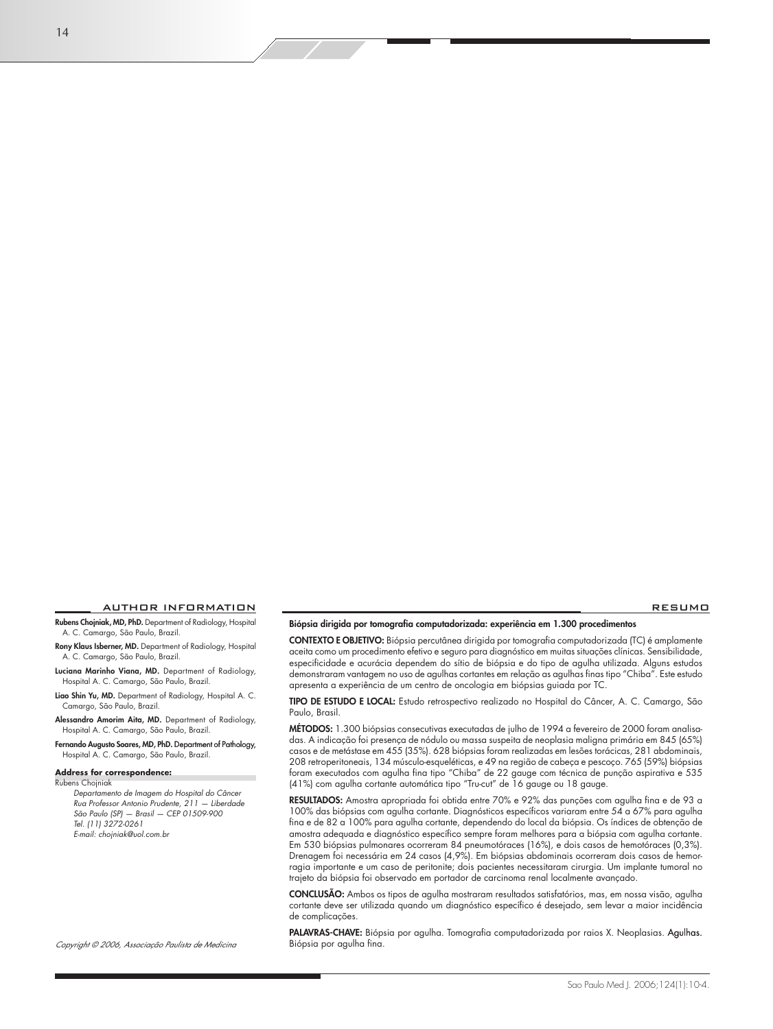## AUTHOR INFORMATION

**Rubens Chojniak, MD, PhD.** Department of Radiology, Hospital A. C. Camargo, São Paulo, Brazil.

**Rony Klaus Isberner, MD.** Department of Radiology, Hospital A. C. Camargo, São Paulo, Brazil.

**Luciana Marinho Viana, MD.** Department of Radiology, Hospital A. C. Camargo, São Paulo, Brazil.

**Liao Shin Yu, MD.** Department of Radiology, Hospital A. C. Camargo, São Paulo, Brazil.

**Alessandro Amorim Aita, MD.** Department of Radiology, Hospital A. C. Camargo, São Paulo, Brazil.

**Fernando Augusto Soares, MD, PhD.** Department of Pathology, Hospital A. C. Camargo, São Paulo, Brazil.

**Address for correspondence:**

Rubens Chojniak

*Departamento de Imagem do Hospital do Câncer*
*Rua Professor Antonio Prudente, 211 — Liberdade*
*São Paulo (SP) — Brasil — CEP 01509-900*
*Tel. (11) 3272-0261*
*E-mail: chojniak@uol.com.br*

*Copyright © 2006, Associação Paulista de Medicina*

## RESUMO

**Biópsia dirigida por tomografia computadorizada: experiência em 1.300 procedimentos**

**CONTEXTO E OBJETIVO:** Biópsia percutânea dirigida por tomografia computadorizada (TC) é amplamente aceita como um procedimento efetivo e seguro para diagnóstico em muitas situações clínicas. Sensibilidade, especificidade e acurácia dependem do sítio de biópsia e do tipo de agulha utilizada. Alguns estudos demonstraram vantagem no uso de agulhas cortantes em relação as agulhas finas tipo "Chiba". Este estudo apresenta a experiência de um centro de oncologia em biópsias guiada por TC.

**TIPO DE ESTUDO E LOCAL:** Estudo retrospectivo realizado no Hospital do Câncer, A. C. Camargo, São Paulo, Brasil.

**MÉTODOS:** 1.300 biópsias consecutivas executadas de julho de 1994 a fevereiro de 2000 foram analisadas. A indicação foi presença de nódulo ou massa suspeita de neoplasia maligna primária em 845 (65%) casos e de metástase em 455 (35%). 628 biópsias foram realizadas em lesões torácicas, 281 abdominais, 208 retroperitoneais, 134 músculo-esqueléticas, e 49 na região de cabeça e pescoço. 765 (59%) biópsias foram executados com agulha fina tipo "Chiba" de 22 gauge com técnica de punção aspirativa e 535 (41%) com agulha cortante automática tipo "Tru-cut" de 16 gauge ou 18 gauge.

**RESULTADOS:** Amostra apropriada foi obtida entre 70% e 92% das punções com agulha fina e de 93 a 100% das biópsias com agulha cortante. Diagnósticos específicos variaram entre 54 a 67% para agulha fina e de 82 a 100% para agulha cortante, dependendo do local da biópsia. Os índices de obtenção de amostra adequada e diagnóstico específico sempre foram melhores para a biópsia com agulha cortante. Em 530 biópsias pulmonares ocorreram 84 pneumotóraces (16%), e dois casos de hemotóraces (0,3%). Drenagem foi necessária em 24 casos (4,9%). Em biópsias abdominais ocorreram dois casos de hemorragia importante e um caso de peritonite; dois pacientes necessitaram cirurgia. Um implante tumoral no trajeto da biópsia foi observado em portador de carcinoma renal localmente avançado.

**CONCLUSÃO:** Ambos os tipos de agulha mostraram resultados satisfatórios, mas, em nossa visão, agulha cortante deve ser utilizada quando um diagnóstico específico é desejado, sem levar a maior incidência de complicações.

**PALAVRAS-CHAVE:** Biópsia por agulha. Tomografia computadorizada por raios X. Neoplasias. Agulhas. Biópsia por agulha fina.